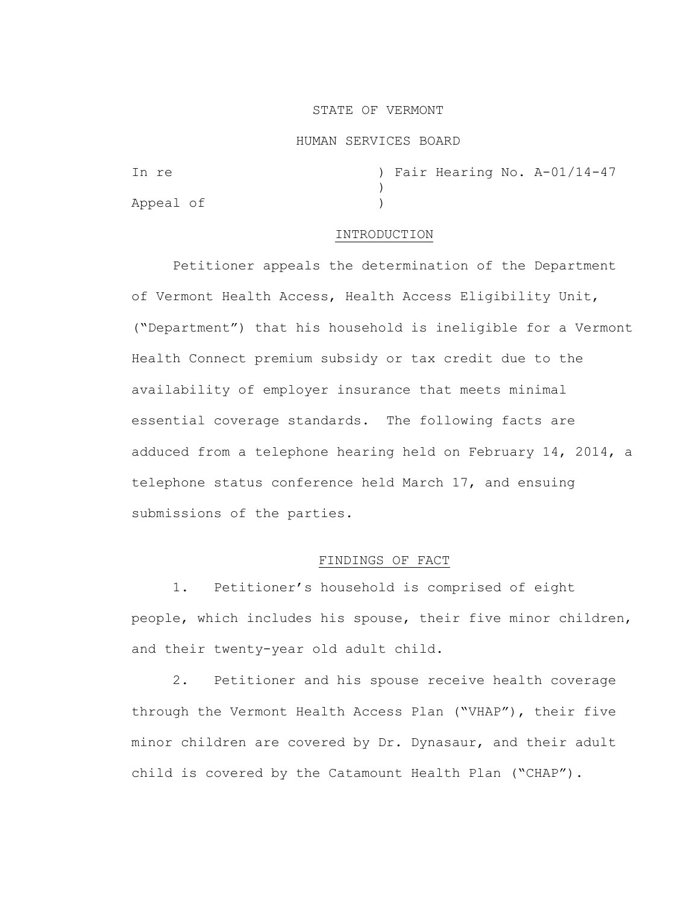STATE OF VERMONT

HUMAN SERVICES BOARD

In re ) Fair Hearing No. A-01/14-47
)
Appeal of )

## INTRODUCTION

Petitioner appeals the determination of the Department of Vermont Health Access, Health Access Eligibility Unit, ("Department") that his household is ineligible for a Vermont Health Connect premium subsidy or tax credit due to the availability of employer insurance that meets minimal essential coverage standards. The following facts are adduced from a telephone hearing held on February 14, 2014, a telephone status conference held March 17, and ensuing submissions of the parties.

## FINDINGS OF FACT

1. Petitioner's household is comprised of eight people, which includes his spouse, their five minor children, and their twenty-year old adult child.

2. Petitioner and his spouse receive health coverage through the Vermont Health Access Plan ("VHAP"), their five minor children are covered by Dr. Dynasaur, and their adult child is covered by the Catamount Health Plan ("CHAP").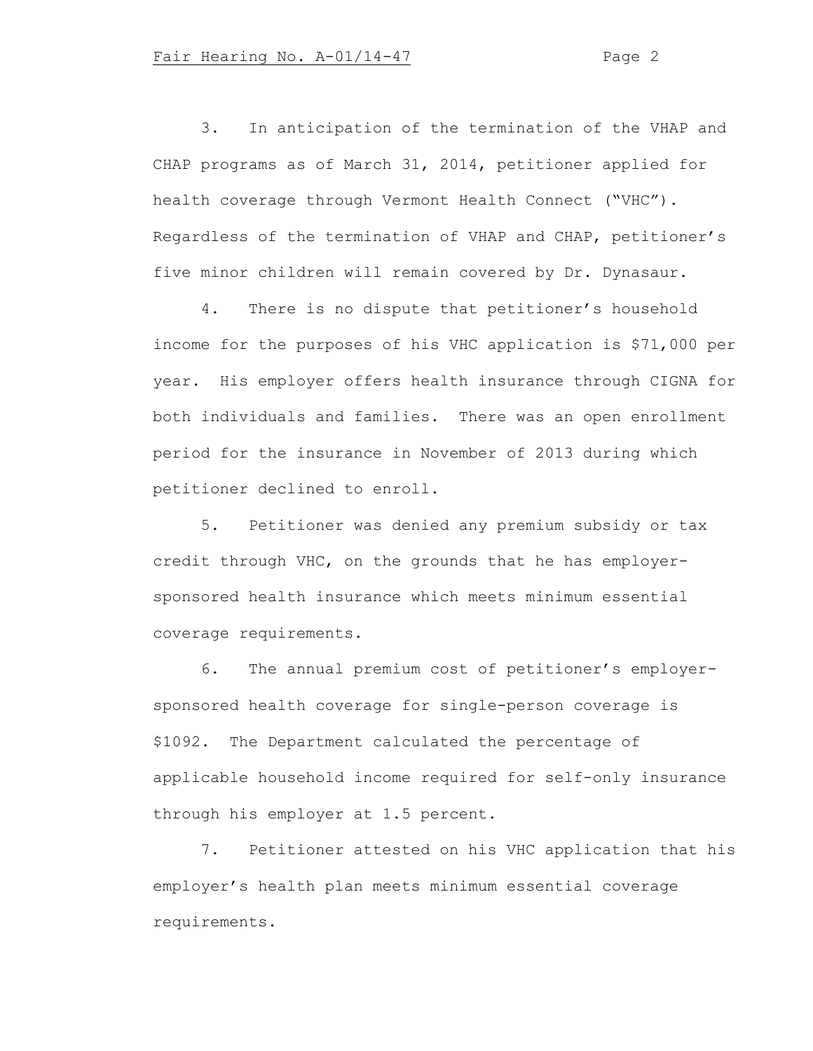3. In anticipation of the termination of the VHAP and CHAP programs as of March 31, 2014, petitioner applied for health coverage through Vermont Health Connect ("VHC"). Regardless of the termination of VHAP and CHAP, petitioner's five minor children will remain covered by Dr. Dynasaur.

4. There is no dispute that petitioner's household income for the purposes of his VHC application is $71,000 per year. His employer offers health insurance through CIGNA for both individuals and families. There was an open enrollment period for the insurance in November of 2013 during which petitioner declined to enroll.

5. Petitioner was denied any premium subsidy or tax credit through VHC, on the grounds that he has employer-sponsored health insurance which meets minimum essential coverage requirements.

6. The annual premium cost of petitioner's employer-sponsored health coverage for single-person coverage is $1092. The Department calculated the percentage of applicable household income required for self-only insurance through his employer at 1.5 percent.

7. Petitioner attested on his VHC application that his employer's health plan meets minimum essential coverage requirements.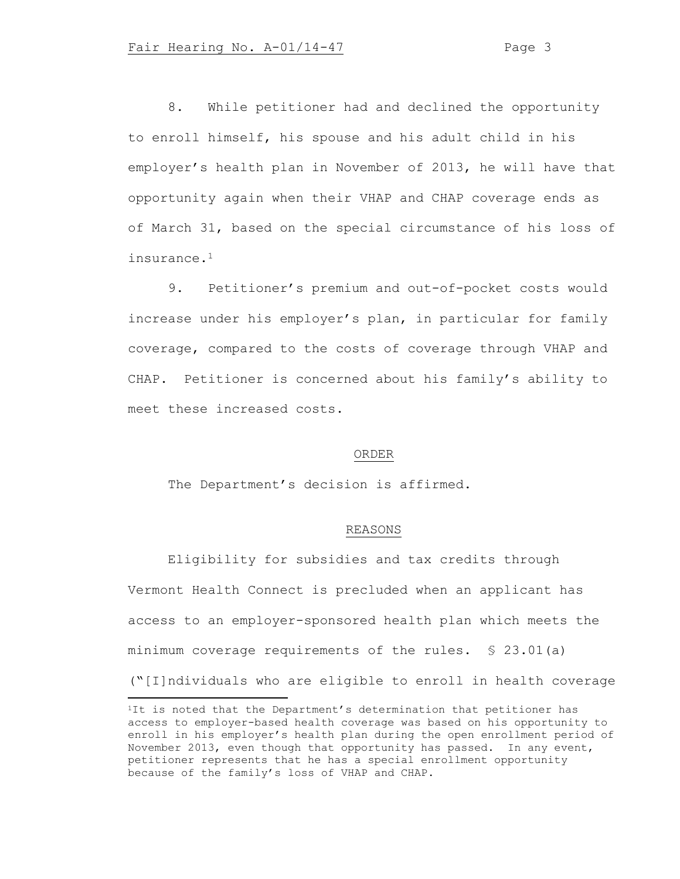8. While petitioner had and declined the opportunity to enroll himself, his spouse and his adult child in his employer's health plan in November of 2013, he will have that opportunity again when their VHAP and CHAP coverage ends as of March 31, based on the special circumstance of his loss of insurance.[1]

9. Petitioner's premium and out-of-pocket costs would increase under his employer's plan, in particular for family coverage, compared to the costs of coverage through VHAP and CHAP. Petitioner is concerned about his family's ability to meet these increased costs.

## ORDER

The Department's decision is affirmed.

## REASONS

Eligibility for subsidies and tax credits through Vermont Health Connect is precluded when an applicant has access to an employer-sponsored health plan which meets the minimum coverage requirements of the rules. § 23.01(a) ("[I]ndividuals who are eligible to enroll in health coverage

---

[1]It is noted that the Department's determination that petitioner has access to employer-based health coverage was based on his opportunity to enroll in his employer's health plan during the open enrollment period of November 2013, even though that opportunity has passed. In any event, petitioner represents that he has a special enrollment opportunity because of the family's loss of VHAP and CHAP.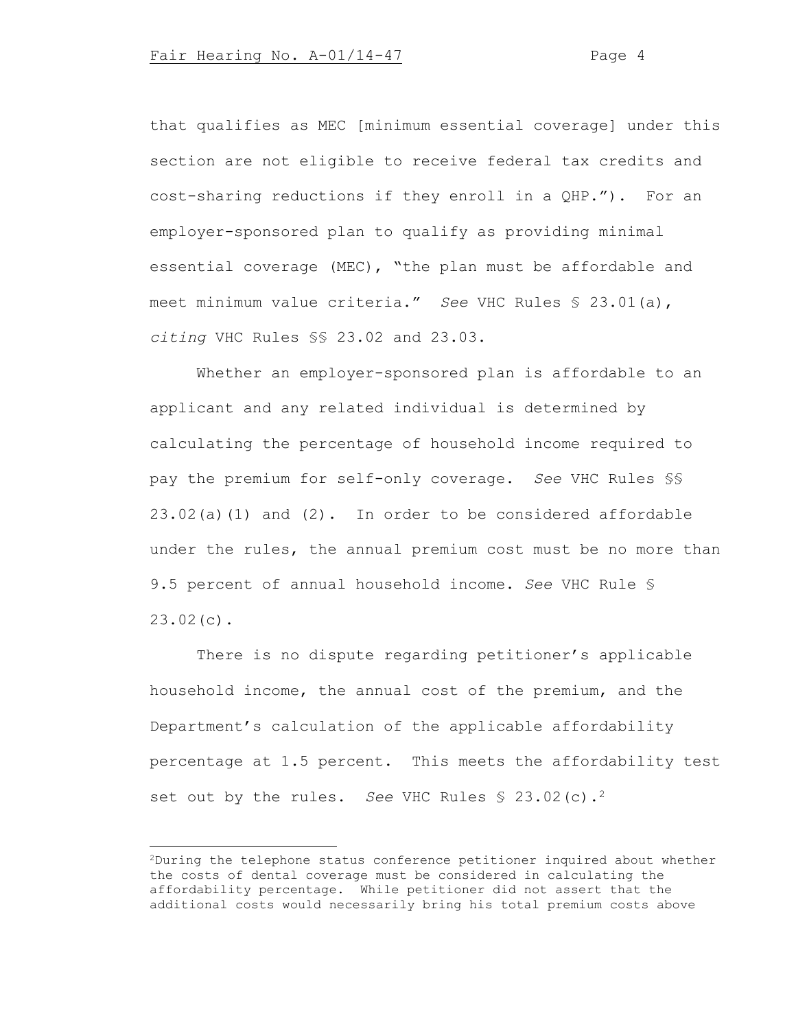that qualifies as MEC [minimum essential coverage] under this section are not eligible to receive federal tax credits and cost-sharing reductions if they enroll in a QHP."). For an employer-sponsored plan to qualify as providing minimal essential coverage (MEC), "the plan must be affordable and meet minimum value criteria." *See* VHC Rules § 23.01(a), *citing* VHC Rules §§ 23.02 and 23.03.

Whether an employer-sponsored plan is affordable to an applicant and any related individual is determined by calculating the percentage of household income required to pay the premium for self-only coverage. *See* VHC Rules §§ 23.02(a)(1) and (2). In order to be considered affordable under the rules, the annual premium cost must be no more than 9.5 percent of annual household income. *See* VHC Rule § 23.02(c).

There is no dispute regarding petitioner's applicable household income, the annual cost of the premium, and the Department's calculation of the applicable affordability percentage at 1.5 percent. This meets the affordability test set out by the rules. *See* VHC Rules § 23.02(c).[2]

---

[2]During the telephone status conference petitioner inquired about whether the costs of dental coverage must be considered in calculating the affordability percentage. While petitioner did not assert that the additional costs would necessarily bring his total premium costs above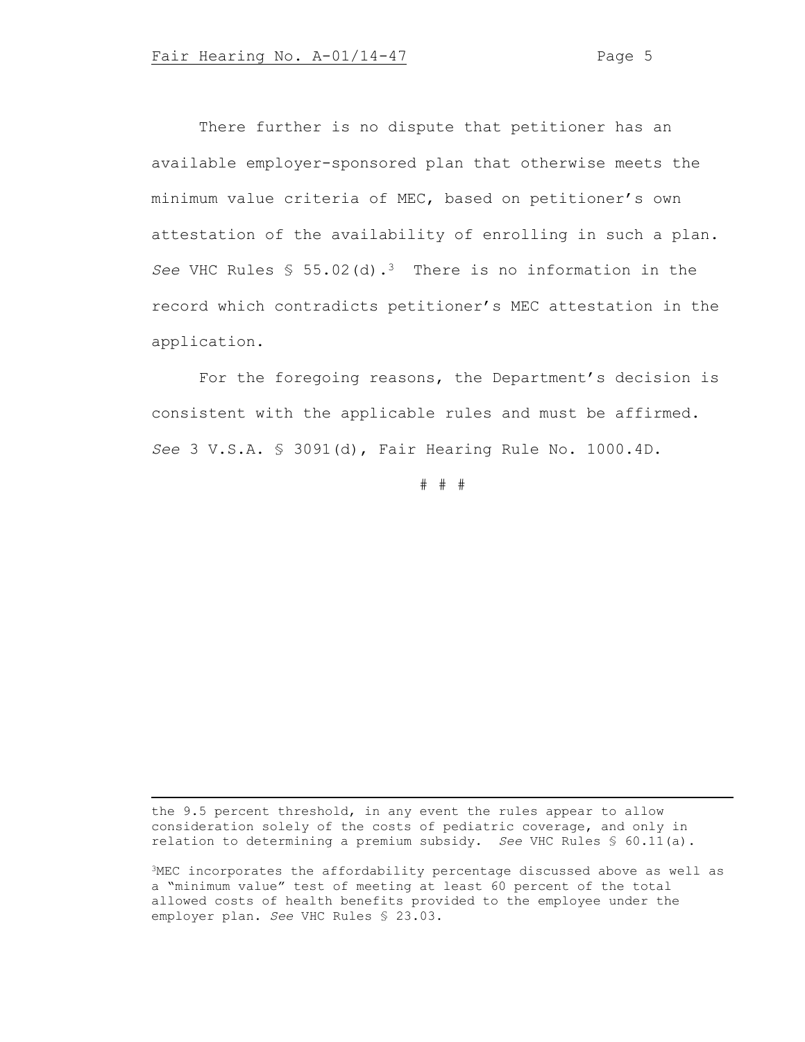There further is no dispute that petitioner has an available employer-sponsored plan that otherwise meets the minimum value criteria of MEC, based on petitioner's own attestation of the availability of enrolling in such a plan. *See* VHC Rules § 55.02(d).[3] There is no information in the record which contradicts petitioner's MEC attestation in the application.

For the foregoing reasons, the Department's decision is consistent with the applicable rules and must be affirmed. *See* 3 V.S.A. § 3091(d), Fair Hearing Rule No. 1000.4D.

# # #

---

the 9.5 percent threshold, in any event the rules appear to allow consideration solely of the costs of pediatric coverage, and only in relation to determining a premium subsidy. *See* VHC Rules § 60.11(a).

[3]MEC incorporates the affordability percentage discussed above as well as a "minimum value" test of meeting at least 60 percent of the total allowed costs of health benefits provided to the employee under the employer plan. *See* VHC Rules § 23.03.